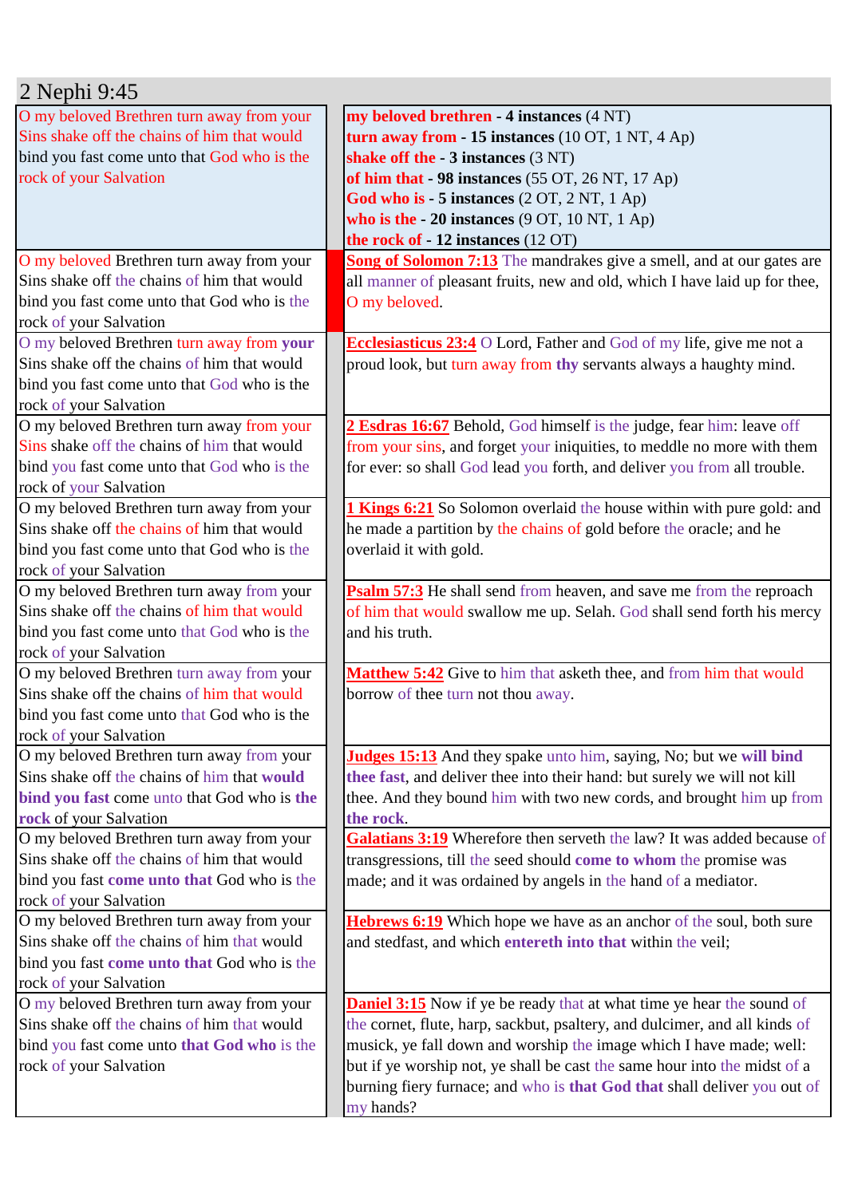# 2 Nephi 9:45

| O my beloved Brethren turn away from your Sins shake off the chains of him that would bind you fast come unto that God who is the rock of your Salvation | **my beloved brethren - 4 instances** (4 NT)<br>**turn away from - 15 instances** (10 OT, 1 NT, 4 Ap)<br>**shake off the - 3 instances** (3 NT)<br>**of him that - 98 instances** (55 OT, 26 NT, 17 Ap)<br>**God who is - 5 instances** (2 OT, 2 NT, 1 Ap)<br>**who is the - 20 instances** (9 OT, 10 NT, 1 Ap)<br>**the rock of - 12 instances** (12 OT) |
|---|---|
| O my beloved Brethren turn away from your Sins shake off the chains of him that would bind you fast come unto that God who is the rock of your Salvation | **Song of Solomon 7:13** The mandrakes give a smell, and at our gates are all manner of pleasant fruits, new and old, which I have laid up for thee, O my beloved. |
| O my beloved Brethren turn away from **your** Sins shake off the chains of him that would bind you fast come unto that God who is the rock of your Salvation | **Ecclesiasticus 23:4** O Lord, Father and God of my life, give me not a proud look, but turn away from **thy** servants always a haughty mind. |
| O my beloved Brethren turn away from your Sins shake off the chains of him that would bind you fast come unto that God who is the rock of your Salvation | **2 Esdras 16:67** Behold, God himself is the judge, fear him: leave off from your sins, and forget your iniquities, to meddle no more with them for ever: so shall God lead you forth, and deliver you from all trouble. |
| O my beloved Brethren turn away from your Sins shake off the chains of him that would bind you fast come unto that God who is the rock of your Salvation | **1 Kings 6:21** So Solomon overlaid the house within with pure gold: and he made a partition by the chains of gold before the oracle; and he overlaid it with gold. |
| O my beloved Brethren turn away from your Sins shake off the chains of him that would bind you fast come unto that God who is the rock of your Salvation | **Psalm 57:3** He shall send from heaven, and save me from the reproach of him that would swallow me up. Selah. God shall send forth his mercy and his truth. |
| O my beloved Brethren turn away from your Sins shake off the chains of him that would bind you fast come unto that God who is the rock of your Salvation | **Matthew 5:42** Give to him that asketh thee, and from him that would borrow of thee turn not thou away. |
| O my beloved Brethren turn away from your Sins shake off the chains of him that **would bind you fast** come unto that God who is **the rock** of your Salvation | **Judges 15:13** And they spake unto him, saying, No; but we **will bind thee fast**, and deliver thee into their hand: but surely we will not kill thee. And they bound him with two new cords, and brought him up from **the rock**. |
| O my beloved Brethren turn away from your Sins shake off the chains of him that would bind you fast **come unto that** God who is the rock of your Salvation | **Galatians 3:19** Wherefore then serveth the law? It was added because of transgressions, till the seed should **come to whom** the promise was made; and it was ordained by angels in the hand of a mediator. |
| O my beloved Brethren turn away from your Sins shake off the chains of him that would bind you fast **come unto that** God who is the rock of your Salvation | **Hebrews 6:19** Which hope we have as an anchor of the soul, both sure and stedfast, and which **entereth into that** within the veil; |
| O my beloved Brethren turn away from your Sins shake off the chains of him that would bind you fast come unto **that God who** is the rock of your Salvation | **Daniel 3:15** Now if ye be ready that at what time ye hear the sound of the cornet, flute, harp, sackbut, psaltery, and dulcimer, and all kinds of musick, ye fall down and worship the image which I have made; well: but if ye worship not, ye shall be cast the same hour into the midst of a burning fiery furnace; and who is **that God that** shall deliver you out of my hands? |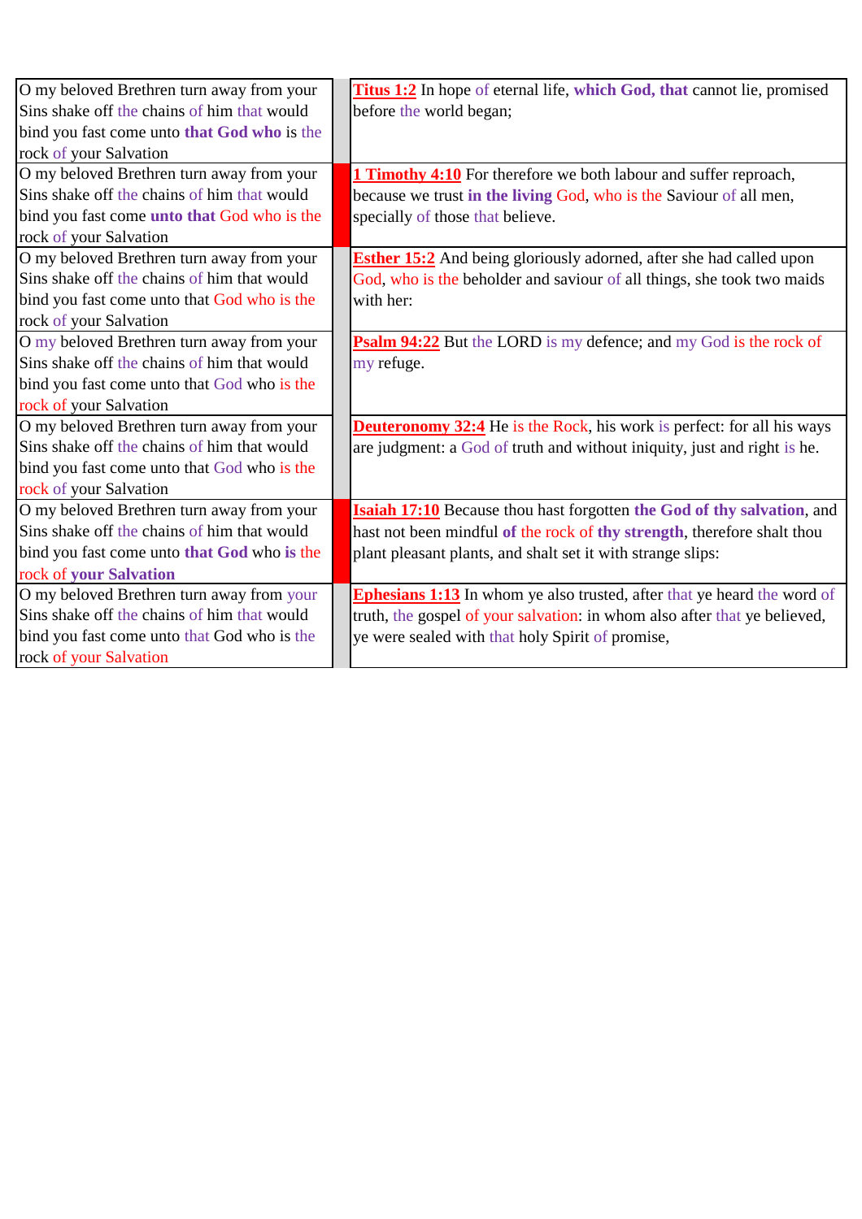| | | |
|---|---|---|
| O my beloved Brethren turn away from your Sins shake off the chains of him that would bind you fast come unto **that God who** is the rock of your Salvation | | **Titus 1:2** In hope of eternal life, **which God, that** cannot lie, promised before the world began; |
| O my beloved Brethren turn away from your Sins shake off the chains of him that would bind you fast come **unto that** God who is the rock of your Salvation | | **1 Timothy 4:10** For therefore we both labour and suffer reproach, because we trust **in the living** God, who is the Saviour of all men, specially of those that believe. |
| O my beloved Brethren turn away from your Sins shake off the chains of him that would bind you fast come unto that God who is the rock of your Salvation | | **Esther 15:2** And being gloriously adorned, after she had called upon God, who is the beholder and saviour of all things, she took two maids with her: |
| O my beloved Brethren turn away from your Sins shake off the chains of him that would bind you fast come unto that God who is the rock of your Salvation | | **Psalm 94:22** But the LORD is my defence; and my God is the rock of my refuge. |
| O my beloved Brethren turn away from your Sins shake off the chains of him that would bind you fast come unto that God who is the rock of your Salvation | | **Deuteronomy 32:4** He is the Rock, his work is perfect: for all his ways are judgment: a God of truth and without iniquity, just and right is he. |
| O my beloved Brethren turn away from your Sins shake off the chains of him that would bind you fast come unto **that God** who **is** the rock of **your Salvation** | | **Isaiah 17:10** Because thou hast forgotten **the God of thy salvation**, and hast not been mindful **of** the rock of **thy strength**, therefore shalt thou plant pleasant plants, and shalt set it with strange slips: |
| O my beloved Brethren turn away from your Sins shake off the chains of him that would bind you fast come unto that God who is the rock of your Salvation | | **Ephesians 1:13** In whom ye also trusted, after that ye heard the word of truth, the gospel of your salvation: in whom also after that ye believed, ye were sealed with that holy Spirit of promise, |